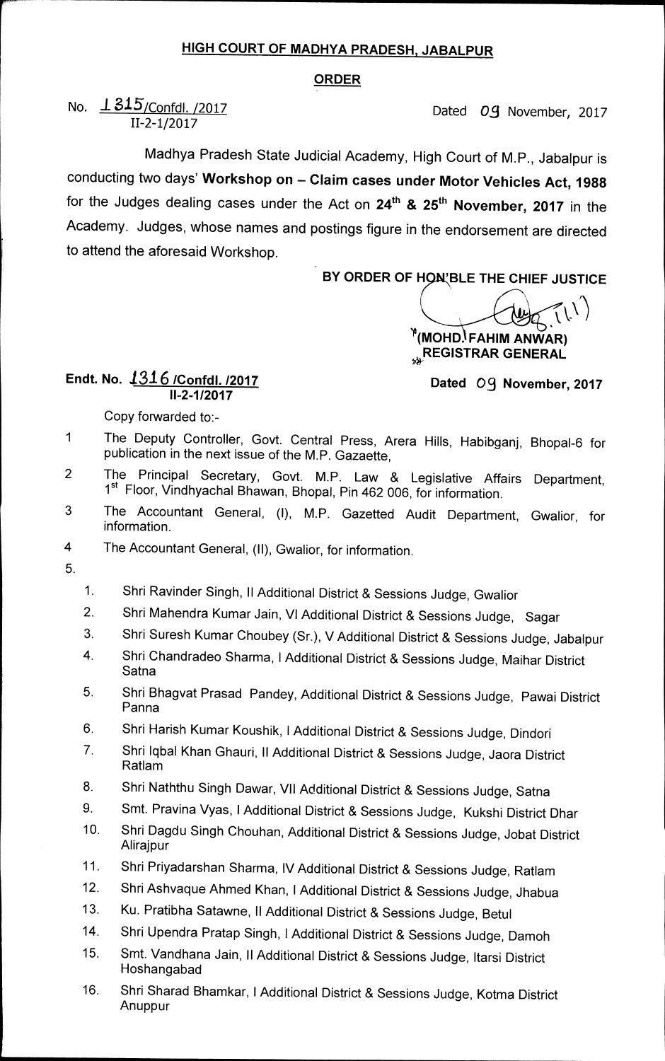# HIGH COURT OF MADHYA PRADESH, JABALPUR

## ORDER

No. 1315/Confdl. /2017
II-2-1/2017

Dated 09 November, 2017

Madhya Pradesh State Judicial Academy, High Court of M.P., Jabalpur is conducting two days' **Workshop on – Claim cases under Motor Vehicles Act, 1988** for the Judges dealing cases under the Act on **24th & 25th November, 2017** in the Academy. Judges, whose names and postings figure in the endorsement are directed to attend the aforesaid Workshop.

**BY ORDER OF HON'BLE THE CHIEF JUSTICE**

**(MOHD. FAHIM ANWAR)**
**REGISTRAR GENERAL**

**Endt. No. 1316 /Confdl. /2017**
**II-2-1/2017**

**Dated 09 November, 2017**

Copy forwarded to:-

1 The Deputy Controller, Govt. Central Press, Arera Hills, Habibganj, Bhopal-6 for publication in the next issue of the M.P. Gazaette,

2 The Principal Secretary, Govt. M.P. Law & Legislative Affairs Department, 1st Floor, Vindhyachal Bhawan, Bhopal, Pin 462 006, for information.

3 The Accountant General, (I), M.P. Gazetted Audit Department, Gwalior, for information.

4 The Accountant General, (II), Gwalior, for information.

5.

1. Shri Ravinder Singh, II Additional District & Sessions Judge, Gwalior
2. Shri Mahendra Kumar Jain, VI Additional District & Sessions Judge, Sagar
3. Shri Suresh Kumar Choubey (Sr.), V Additional District & Sessions Judge, Jabalpur
4. Shri Chandradeo Sharma, I Additional District & Sessions Judge, Maihar District Satna
5. Shri Bhagvat Prasad Pandey, Additional District & Sessions Judge, Pawai District Panna
6. Shri Harish Kumar Koushik, I Additional District & Sessions Judge, Dindori
7. Shri Iqbal Khan Ghauri, II Additional District & Sessions Judge, Jaora District Ratlam
8. Shri Naththu Singh Dawar, VII Additional District & Sessions Judge, Satna
9. Smt. Pravina Vyas, I Additional District & Sessions Judge, Kukshi District Dhar
10. Shri Dagdu Singh Chouhan, Additional District & Sessions Judge, Jobat District Alirajpur
11. Shri Priyadarshan Sharma, IV Additional District & Sessions Judge, Ratlam
12. Shri Ashvaque Ahmed Khan, I Additional District & Sessions Judge, Jhabua
13. Ku. Pratibha Satawne, II Additional District & Sessions Judge, Betul
14. Shri Upendra Pratap Singh, I Additional District & Sessions Judge, Damoh
15. Smt. Vandhana Jain, II Additional District & Sessions Judge, Itarsi District Hoshangabad
16. Shri Sharad Bhamkar, I Additional District & Sessions Judge, Kotma District Anuppur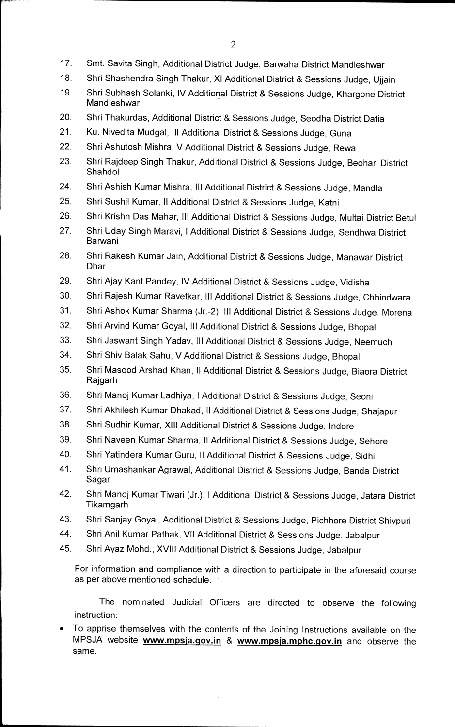17. Smt. Savita Singh, Additional District Judge, Barwaha District Mandleshwar
18. Shri Shashendra Singh Thakur, XI Additional District & Sessions Judge, Ujjain
19. Shri Subhash Solanki, IV Additional District & Sessions Judge, Khargone District Mandleshwar
20. Shri Thakurdas, Additional District & Sessions Judge, Seodha District Datia
21. Ku. Nivedita Mudgal, III Additional District & Sessions Judge, Guna
22. Shri Ashutosh Mishra, V Additional District & Sessions Judge, Rewa
23. Shri Rajdeep Singh Thakur, Additional District & Sessions Judge, Beohari District Shahdol
24. Shri Ashish Kumar Mishra, III Additional District & Sessions Judge, Mandla
25. Shri Sushil Kumar, II Additional District & Sessions Judge, Katni
26. Shri Krishn Das Mahar, III Additional District & Sessions Judge, Multai District Betul
27. Shri Uday Singh Maravi, I Additional District & Sessions Judge, Sendhwa District Barwani
28. Shri Rakesh Kumar Jain, Additional District & Sessions Judge, Manawar District Dhar
29. Shri Ajay Kant Pandey, IV Additional District & Sessions Judge, Vidisha
30. Shri Rajesh Kumar Ravetkar, III Additional District & Sessions Judge, Chhindwara
31. Shri Ashok Kumar Sharma (Jr.-2), III Additional District & Sessions Judge, Morena
32. Shri Arvind Kumar Goyal, III Additional District & Sessions Judge, Bhopal
33. Shri Jaswant Singh Yadav, III Additional District & Sessions Judge, Neemuch
34. Shri Shiv Balak Sahu, V Additional District & Sessions Judge, Bhopal
35. Shri Masood Arshad Khan, II Additional District & Sessions Judge, Biaora District Rajgarh
36. Shri Manoj Kumar Ladhiya, I Additional District & Sessions Judge, Seoni
37. Shri Akhilesh Kumar Dhakad, II Additional District & Sessions Judge, Shajapur
38. Shri Sudhir Kumar, XIII Additional District & Sessions Judge, Indore
39. Shri Naveen Kumar Sharma, II Additional District & Sessions Judge, Sehore
40. Shri Yatindera Kumar Guru, II Additional District & Sessions Judge, Sidhi
41. Shri Umashankar Agrawal, Additional District & Sessions Judge, Banda District Sagar
42. Shri Manoj Kumar Tiwari (Jr.), I Additional District & Sessions Judge, Jatara District Tikamgarh
43. Shri Sanjay Goyal, Additional District & Sessions Judge, Pichhore District Shivpuri
44. Shri Anil Kumar Pathak, VII Additional District & Sessions Judge, Jabalpur
45. Shri Ayaz Mohd., XVIII Additional District & Sessions Judge, Jabalpur

For information and compliance with a direction to participate in the aforesaid course as per above mentioned schedule.

The nominated Judicial Officers are directed to observe the following instruction:

- To apprise themselves with the contents of the Joining Instructions available on the MPSJA website **www.mpsja.gov.in** & **www.mpsja.mphc.gov.in** and observe the same.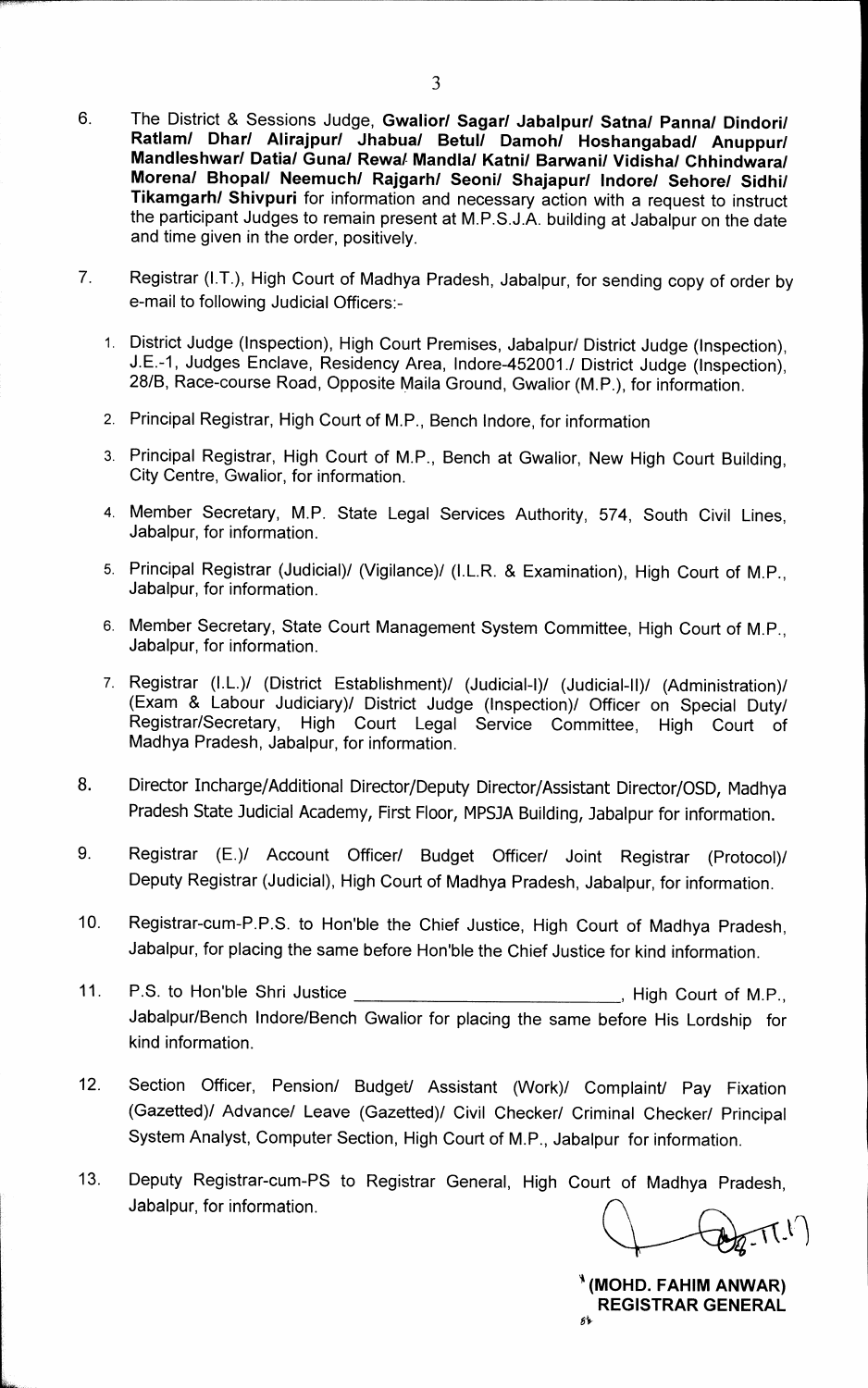6. The District & Sessions Judge, **Gwalior/ Sagar/ Jabalpur/ Satna/ Panna/ Dindori/ Ratlam/ Dhar/ Alirajpur/ Jhabua/ Betul/ Damoh/ Hoshangabad/ Anuppur/ Mandleshwar/ Datia/ Guna/ Rewa/ Mandla/ Katni/ Barwani/ Vidisha/ Chhindwara/ Morena/ Bhopal/ Neemuch/ Rajgarh/ Seoni/ Shajapur/ Indore/ Sehore/ Sidhi/ Tikamgarh/ Shivpuri** for information and necessary action with a request to instruct the participant Judges to remain present at M.P.S.J.A. building at Jabalpur on the date and time given in the order, positively.

7. Registrar (I.T.), High Court of Madhya Pradesh, Jabalpur, for sending copy of order by e-mail to following Judicial Officers:-

   1. District Judge (Inspection), High Court Premises, Jabalpur/ District Judge (Inspection), J.E.-1, Judges Enclave, Residency Area, Indore-452001./ District Judge (Inspection), 28/B, Race-course Road, Opposite Maila Ground, Gwalior (M.P.), for information.
   2. Principal Registrar, High Court of M.P., Bench Indore, for information
   3. Principal Registrar, High Court of M.P., Bench at Gwalior, New High Court Building, City Centre, Gwalior, for information.
   4. Member Secretary, M.P. State Legal Services Authority, 574, South Civil Lines, Jabalpur, for information.
   5. Principal Registrar (Judicial)/ (Vigilance)/ (I.L.R. & Examination), High Court of M.P., Jabalpur, for information.
   6. Member Secretary, State Court Management System Committee, High Court of M.P., Jabalpur, for information.
   7. Registrar (I.L.)/ (District Establishment)/ (Judicial-I)/ (Judicial-II)/ (Administration)/ (Exam & Labour Judiciary)/ District Judge (Inspection)/ Officer on Special Duty/ Registrar/Secretary, High Court Legal Service Committee, High Court of Madhya Pradesh, Jabalpur, for information.

8. Director Incharge/Additional Director/Deputy Director/Assistant Director/OSD, Madhya Pradesh State Judicial Academy, First Floor, MPSJA Building, Jabalpur for information.

9. Registrar (E.)/ Account Officer/ Budget Officer/ Joint Registrar (Protocol)/ Deputy Registrar (Judicial), High Court of Madhya Pradesh, Jabalpur, for information.

10. Registrar-cum-P.P.S. to Hon'ble the Chief Justice, High Court of Madhya Pradesh, Jabalpur, for placing the same before Hon'ble the Chief Justice for kind information.

11. P.S. to Hon'ble Shri Justice ____________________________, High Court of M.P., Jabalpur/Bench Indore/Bench Gwalior for placing the same before His Lordship for kind information.

12. Section Officer, Pension/ Budget/ Assistant (Work)/ Complaint/ Pay Fixation (Gazetted)/ Advance/ Leave (Gazetted)/ Civil Checker/ Criminal Checker/ Principal System Analyst, Computer Section, High Court of M.P., Jabalpur for information.

13. Deputy Registrar-cum-PS to Registrar General, High Court of Madhya Pradesh, Jabalpur, for information.

**(MOHD. FAHIM ANWAR)**
**REGISTRAR GENERAL**